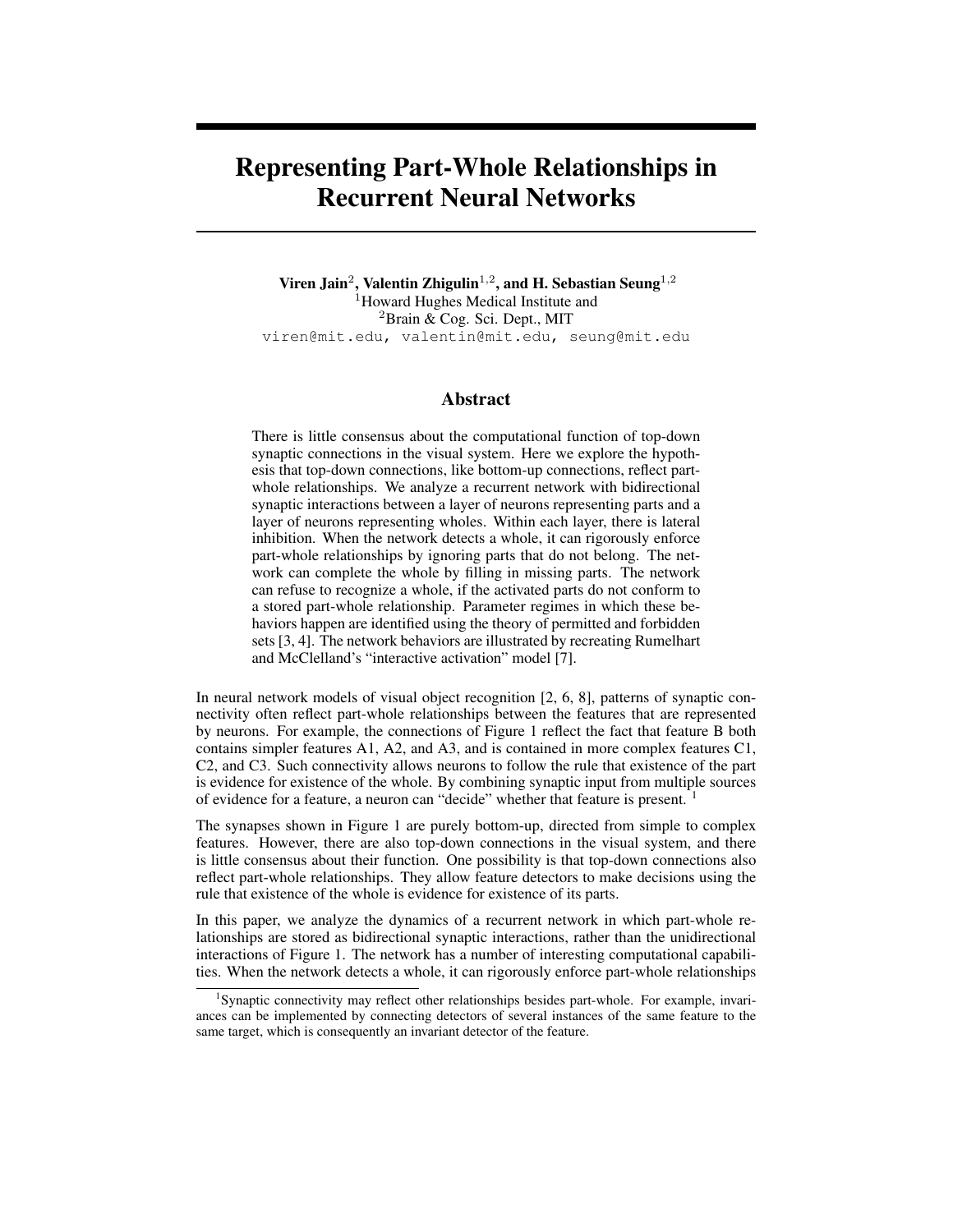# Representing Part-Whole Relationships in Recurrent Neural Networks

**Viren Jain[2], Valentin Zhigulin[1,2], and H. Sebastian Seung[1,2]**
[1]Howard Hughes Medical Institute and
[2]Brain & Cog. Sci. Dept., MIT
viren@mit.edu, valentin@mit.edu, seung@mit.edu

## Abstract

There is little consensus about the computational function of top-down synaptic connections in the visual system. Here we explore the hypothesis that top-down connections, like bottom-up connections, reflect part-whole relationships. We analyze a recurrent network with bidirectional synaptic interactions between a layer of neurons representing parts and a layer of neurons representing wholes. Within each layer, there is lateral inhibition. When the network detects a whole, it can rigorously enforce part-whole relationships by ignoring parts that do not belong. The network can complete the whole by filling in missing parts. The network can refuse to recognize a whole, if the activated parts do not conform to a stored part-whole relationship. Parameter regimes in which these behaviors happen are identified using the theory of permitted and forbidden sets [3, 4]. The network behaviors are illustrated by recreating Rumelhart and McClelland's "interactive activation" model [7].

In neural network models of visual object recognition [2, 6, 8], patterns of synaptic connectivity often reflect part-whole relationships between the features that are represented by neurons. For example, the connections of Figure 1 reflect the fact that feature B both contains simpler features A1, A2, and A3, and is contained in more complex features C1, C2, and C3. Such connectivity allows neurons to follow the rule that existence of the part is evidence for existence of the whole. By combining synaptic input from multiple sources of evidence for a feature, a neuron can "decide" whether that feature is present. [1]

The synapses shown in Figure 1 are purely bottom-up, directed from simple to complex features. However, there are also top-down connections in the visual system, and there is little consensus about their function. One possibility is that top-down connections also reflect part-whole relationships. They allow feature detectors to make decisions using the rule that existence of the whole is evidence for existence of its parts.

In this paper, we analyze the dynamics of a recurrent network in which part-whole relationships are stored as bidirectional synaptic interactions, rather than the unidirectional interactions of Figure 1. The network has a number of interesting computational capabilities. When the network detects a whole, it can rigorously enforce part-whole relationships

[1]Synaptic connectivity may reflect other relationships besides part-whole. For example, invariances can be implemented by connecting detectors of several instances of the same feature to the same target, which is consequently an invariant detector of the feature.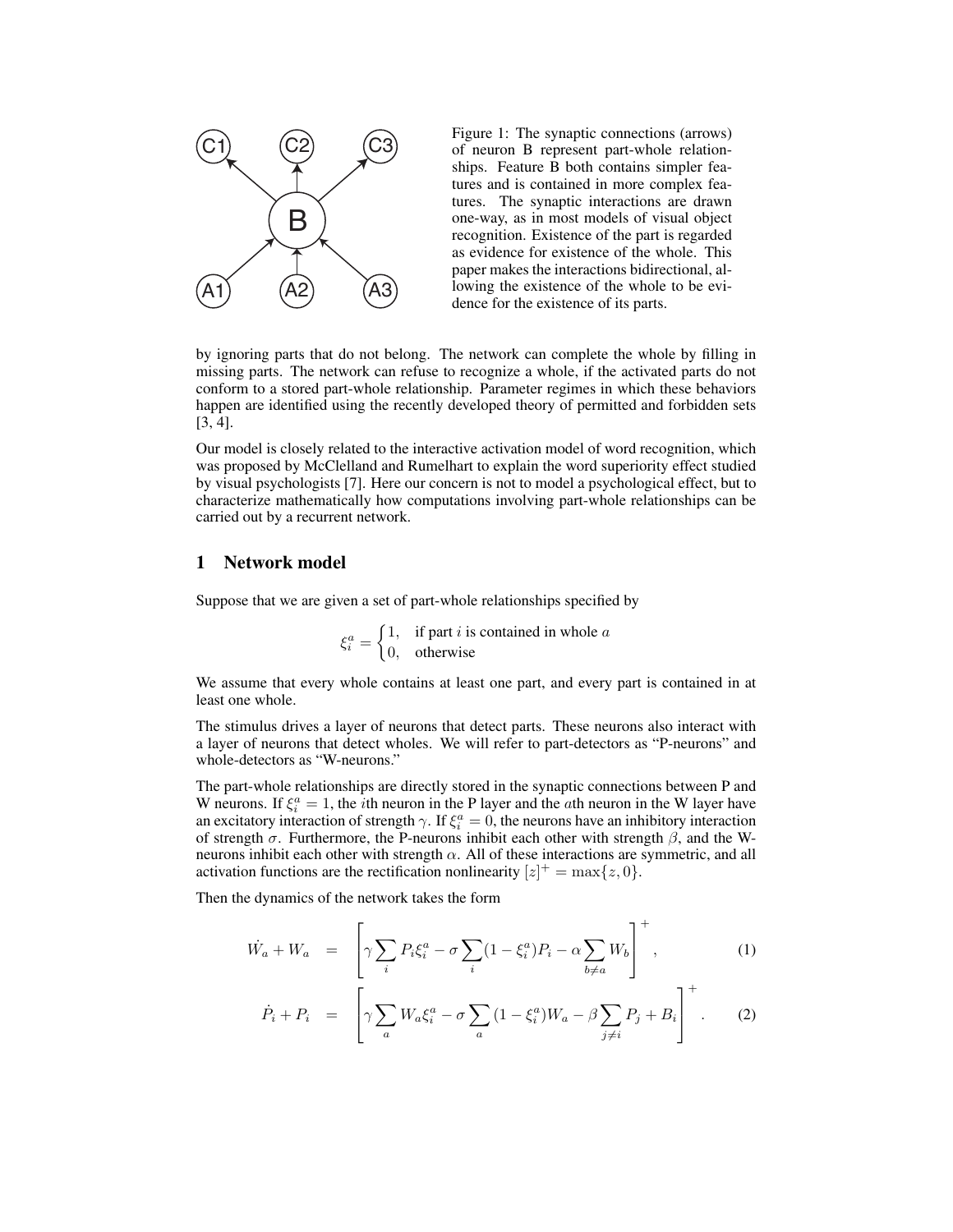Figure 1: The synaptic connections (arrows) of neuron B represent part-whole relationships. Feature B both contains simpler features and is contained in more complex features. The synaptic interactions are drawn one-way, as in most models of visual object recognition. Existence of the part is regarded as evidence for existence of the whole. This paper makes the interactions bidirectional, allowing the existence of the whole to be evidence for the existence of its parts.

by ignoring parts that do not belong. The network can complete the whole by filling in missing parts. The network can refuse to recognize a whole, if the activated parts do not conform to a stored part-whole relationship. Parameter regimes in which these behaviors happen are identified using the recently developed theory of permitted and forbidden sets [3, 4].

Our model is closely related to the interactive activation model of word recognition, which was proposed by McClelland and Rumelhart to explain the word superiority effect studied by visual psychologists [7]. Here our concern is not to model a psychological effect, but to characterize mathematically how computations involving part-whole relationships can be carried out by a recurrent network.

## 1 Network model

Suppose that we are given a set of part-whole relationships specified by

$$\xi_i^a = \begin{cases} 1, & \text{if part } i \text{ is contained in whole } a \\ 0, & \text{otherwise} \end{cases}$$

We assume that every whole contains at least one part, and every part is contained in at least one whole.

The stimulus drives a layer of neurons that detect parts. These neurons also interact with a layer of neurons that detect wholes. We will refer to part-detectors as "P-neurons" and whole-detectors as "W-neurons."

The part-whole relationships are directly stored in the synaptic connections between P and W neurons. If $\xi_i^a = 1$, the $i$th neuron in the P layer and the $a$th neuron in the W layer have an excitatory interaction of strength $\gamma$. If $\xi_i^a = 0$, the neurons have an inhibitory interaction of strength $\sigma$. Furthermore, the P-neurons inhibit each other with strength $\beta$, and the W-neurons inhibit each other with strength $\alpha$. All of these interactions are symmetric, and all activation functions are the rectification nonlinearity $[z]^+ = \max\{z, 0\}$.

Then the dynamics of the network takes the form

$$\dot{W}_a + W_a = \left[ \gamma \sum_i P_i \xi_i^a - \sigma \sum_i (1 - \xi_i^a) P_i - \alpha \sum_{b \neq a} W_b \right]^+, \tag{1}$$

$$\dot{P}_i + P_i = \left[ \gamma \sum_a W_a \xi_i^a - \sigma \sum_a (1 - \xi_i^a) W_a - \beta \sum_{j \neq i} P_j + B_i \right]^+. \tag{2}$$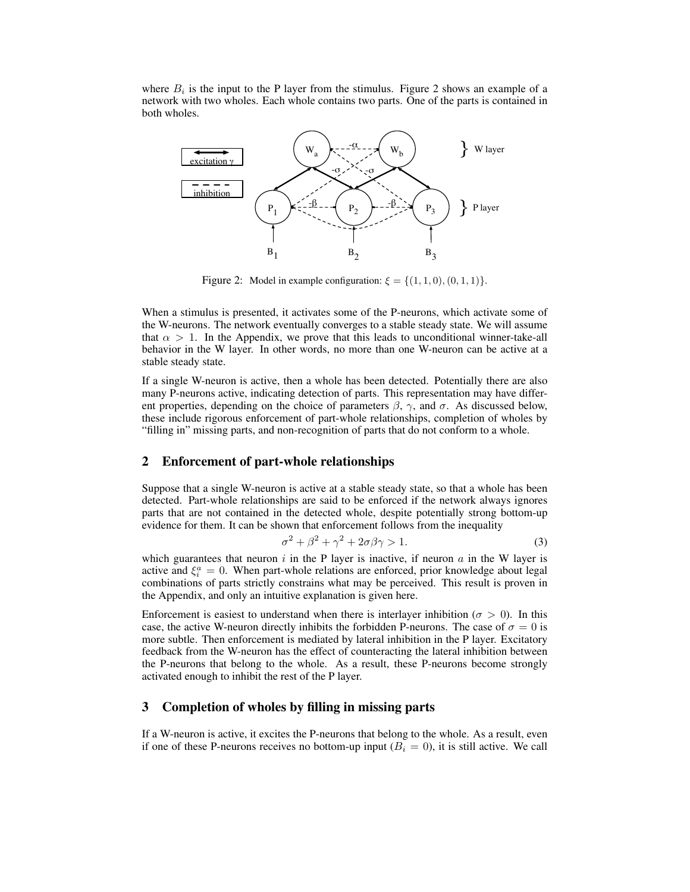where $B_i$ is the input to the P layer from the stimulus. Figure 2 shows an example of a network with two wholes. Each whole contains two parts. One of the parts is contained in both wholes.

Figure 2: Model in example configuration: $\xi = \{(1, 1, 0), (0, 1, 1)\}$.

When a stimulus is presented, it activates some of the P-neurons, which activate some of the W-neurons. The network eventually converges to a stable steady state. We will assume that $\alpha > 1$. In the Appendix, we prove that this leads to unconditional winner-take-all behavior in the W layer. In other words, no more than one W-neuron can be active at a stable steady state.

If a single W-neuron is active, then a whole has been detected. Potentially there are also many P-neurons active, indicating detection of parts. This representation may have different properties, depending on the choice of parameters $\beta$, $\gamma$, and $\sigma$. As discussed below, these include rigorous enforcement of part-whole relationships, completion of wholes by "filling in" missing parts, and non-recognition of parts that do not conform to a whole.

## 2 Enforcement of part-whole relationships

Suppose that a single W-neuron is active at a stable steady state, so that a whole has been detected. Part-whole relationships are said to be enforced if the network always ignores parts that are not contained in the detected whole, despite potentially strong bottom-up evidence for them. It can be shown that enforcement follows from the inequality

$$\sigma^2 + \beta^2 + \gamma^2 + 2\sigma\beta\gamma > 1. \tag{3}$$

which guarantees that neuron $i$ in the P layer is inactive, if neuron $a$ in the W layer is active and $\xi_i^a = 0$. When part-whole relations are enforced, prior knowledge about legal combinations of parts strictly constrains what may be perceived. This result is proven in the Appendix, and only an intuitive explanation is given here.

Enforcement is easiest to understand when there is interlayer inhibition ($\sigma > 0$). In this case, the active W-neuron directly inhibits the forbidden P-neurons. The case of $\sigma = 0$ is more subtle. Then enforcement is mediated by lateral inhibition in the P layer. Excitatory feedback from the W-neuron has the effect of counteracting the lateral inhibition between the P-neurons that belong to the whole. As a result, these P-neurons become strongly activated enough to inhibit the rest of the P layer.

## 3 Completion of wholes by filling in missing parts

If a W-neuron is active, it excites the P-neurons that belong to the whole. As a result, even if one of these P-neurons receives no bottom-up input ($B_i = 0$), it is still active. We call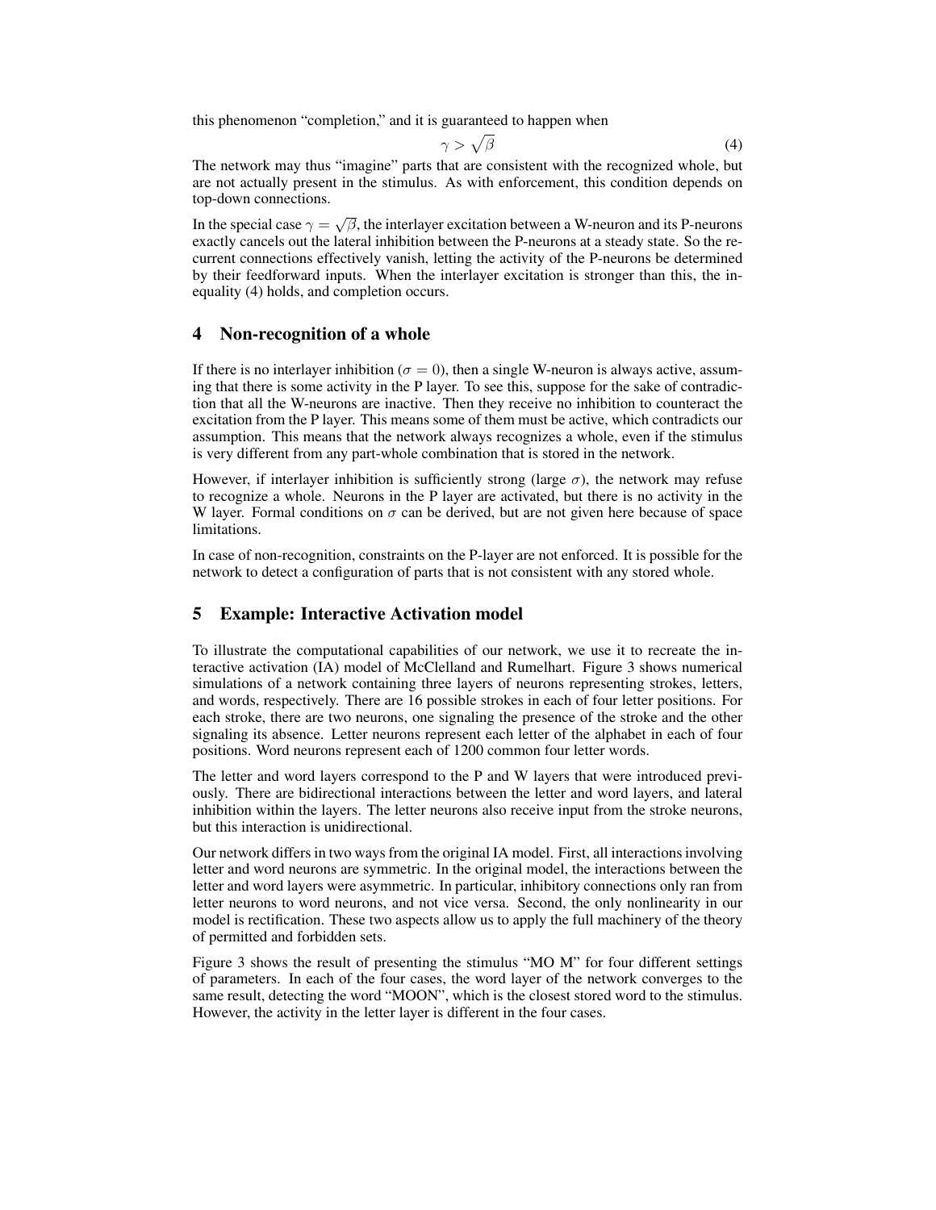this phenomenon "completion," and it is guaranteed to happen when

$$\gamma > \sqrt{\beta} \tag{4}$$

The network may thus "imagine" parts that are consistent with the recognized whole, but are not actually present in the stimulus. As with enforcement, this condition depends on top-down connections.

In the special case $\gamma = \sqrt{\beta}$, the interlayer excitation between a W-neuron and its P-neurons exactly cancels out the lateral inhibition between the P-neurons at a steady state. So the recurrent connections effectively vanish, letting the activity of the P-neurons be determined by their feedforward inputs. When the interlayer excitation is stronger than this, the inequality (4) holds, and completion occurs.

## 4 Non-recognition of a whole

If there is no interlayer inhibition ($\sigma = 0$), then a single W-neuron is always active, assuming that there is some activity in the P layer. To see this, suppose for the sake of contradiction that all the W-neurons are inactive. Then they receive no inhibition to counteract the excitation from the P layer. This means some of them must be active, which contradicts our assumption. This means that the network always recognizes a whole, even if the stimulus is very different from any part-whole combination that is stored in the network.

However, if interlayer inhibition is sufficiently strong (large $\sigma$), the network may refuse to recognize a whole. Neurons in the P layer are activated, but there is no activity in the W layer. Formal conditions on $\sigma$ can be derived, but are not given here because of space limitations.

In case of non-recognition, constraints on the P-layer are not enforced. It is possible for the network to detect a configuration of parts that is not consistent with any stored whole.

## 5 Example: Interactive Activation model

To illustrate the computational capabilities of our network, we use it to recreate the interactive activation (IA) model of McClelland and Rumelhart. Figure 3 shows numerical simulations of a network containing three layers of neurons representing strokes, letters, and words, respectively. There are 16 possible strokes in each of four letter positions. For each stroke, there are two neurons, one signaling the presence of the stroke and the other signaling its absence. Letter neurons represent each letter of the alphabet in each of four positions. Word neurons represent each of 1200 common four letter words.

The letter and word layers correspond to the P and W layers that were introduced previously. There are bidirectional interactions between the letter and word layers, and lateral inhibition within the layers. The letter neurons also receive input from the stroke neurons, but this interaction is unidirectional.

Our network differs in two ways from the original IA model. First, all interactions involving letter and word neurons are symmetric. In the original model, the interactions between the letter and word layers were asymmetric. In particular, inhibitory connections only ran from letter neurons to word neurons, and not vice versa. Second, the only nonlinearity in our model is rectification. These two aspects allow us to apply the full machinery of the theory of permitted and forbidden sets.

Figure 3 shows the result of presenting the stimulus "MO M" for four different settings of parameters. In each of the four cases, the word layer of the network converges to the same result, detecting the word "MOON", which is the closest stored word to the stimulus. However, the activity in the letter layer is different in the four cases.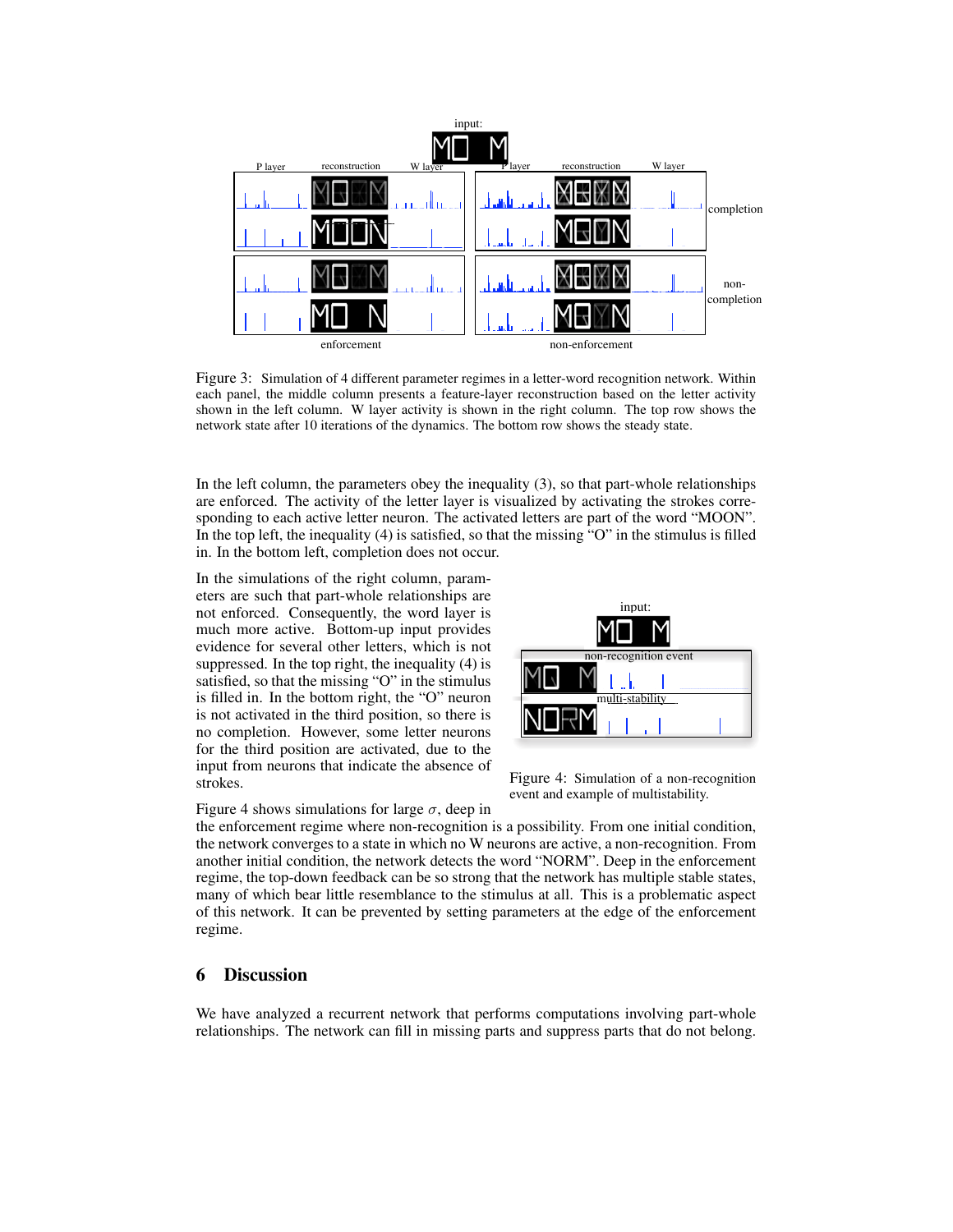input:

P layer reconstruction W layer

P layer reconstruction W layer

completion

non-completion

enforcement

non-enforcement

Figure 3: Simulation of 4 different parameter regimes in a letter-word recognition network. Within each panel, the middle column presents a feature-layer reconstruction based on the letter activity shown in the left column. W layer activity is shown in the right column. The top row shows the network state after 10 iterations of the dynamics. The bottom row shows the steady state.

In the left column, the parameters obey the inequality (3), so that part-whole relationships are enforced. The activity of the letter layer is visualized by activating the strokes corresponding to each active letter neuron. The activated letters are part of the word "MOON". In the top left, the inequality (4) is satisfied, so that the missing "O" in the stimulus is filled in. In the bottom left, completion does not occur.

In the simulations of the right column, parameters are such that part-whole relationships are not enforced. Consequently, the word layer is much more active. Bottom-up input provides evidence for several other letters, which is not suppressed. In the top right, the inequality (4) is satisfied, so that the missing "O" in the stimulus is filled in. In the bottom right, the "O" neuron is not activated in the third position, so there is no completion. However, some letter neurons for the third position are activated, due to the input from neurons that indicate the absence of strokes.

input:

non-recognition event

multi-stability

Figure 4: Simulation of a non-recognition event and example of multistability.

Figure 4 shows simulations for large $\sigma$, deep in the enforcement regime where non-recognition is a possibility. From one initial condition, the network converges to a state in which no W neurons are active, a non-recognition. From another initial condition, the network detects the word "NORM". Deep in the enforcement regime, the top-down feedback can be so strong that the network has multiple stable states, many of which bear little resemblance to the stimulus at all. This is a problematic aspect of this network. It can be prevented by setting parameters at the edge of the enforcement regime.

## 6 Discussion

We have analyzed a recurrent network that performs computations involving part-whole relationships. The network can fill in missing parts and suppress parts that do not belong.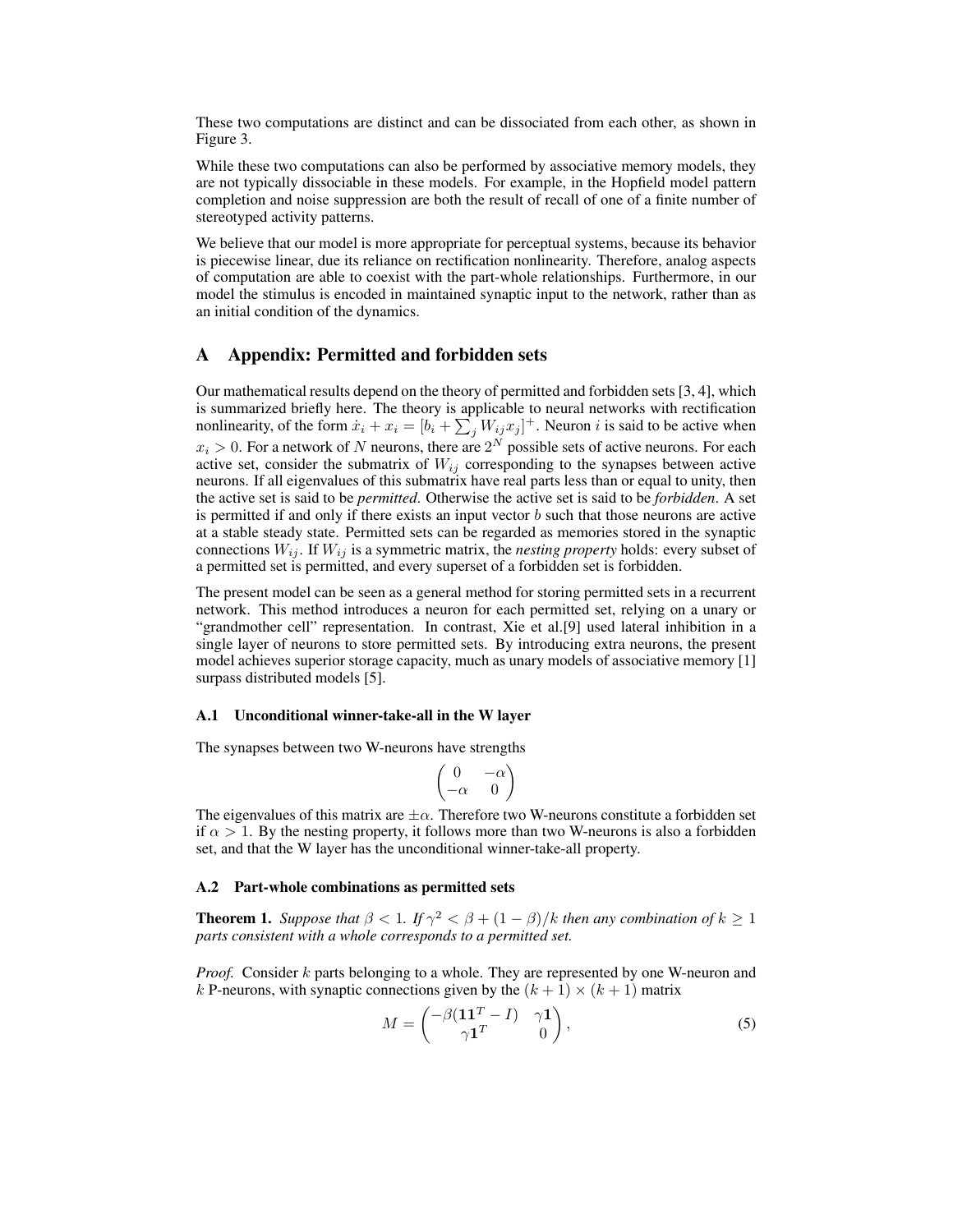These two computations are distinct and can be dissociated from each other, as shown in Figure 3.

While these two computations can also be performed by associative memory models, they are not typically dissociable in these models. For example, in the Hopfield model pattern completion and noise suppression are both the result of recall of one of a finite number of stereotyped activity patterns.

We believe that our model is more appropriate for perceptual systems, because its behavior is piecewise linear, due its reliance on rectification nonlinearity. Therefore, analog aspects of computation are able to coexist with the part-whole relationships. Furthermore, in our model the stimulus is encoded in maintained synaptic input to the network, rather than as an initial condition of the dynamics.

## A Appendix: Permitted and forbidden sets

Our mathematical results depend on the theory of permitted and forbidden sets [3, 4], which is summarized briefly here. The theory is applicable to neural networks with rectification nonlinearity, of the form $\dot{x}_i + x_i = [b_i + \sum_j W_{ij} x_j]^+$. Neuron $i$ is said to be active when $x_i > 0$. For a network of $N$ neurons, there are $2^N$ possible sets of active neurons. For each active set, consider the submatrix of $W_{ij}$ corresponding to the synapses between active neurons. If all eigenvalues of this submatrix have real parts less than or equal to unity, then the active set is said to be *permitted*. Otherwise the active set is said to be *forbidden*. A set is permitted if and only if there exists an input vector $b$ such that those neurons are active at a stable steady state. Permitted sets can be regarded as memories stored in the synaptic connections $W_{ij}$. If $W_{ij}$ is a symmetric matrix, the *nesting property* holds: every subset of a permitted set is permitted, and every superset of a forbidden set is forbidden.

The present model can be seen as a general method for storing permitted sets in a recurrent network. This method introduces a neuron for each permitted set, relying on a unary or "grandmother cell" representation. In contrast, Xie et al.[9] used lateral inhibition in a single layer of neurons to store permitted sets. By introducing extra neurons, the present model achieves superior storage capacity, much as unary models of associative memory [1] surpass distributed models [5].

### A.1 Unconditional winner-take-all in the W layer

The synapses between two W-neurons have strengths

$$\begin{pmatrix} 0 & -\alpha \\ -\alpha & 0 \end{pmatrix}$$

The eigenvalues of this matrix are $\pm\alpha$. Therefore two W-neurons constitute a forbidden set if $\alpha > 1$. By the nesting property, it follows more than two W-neurons is also a forbidden set, and that the W layer has the unconditional winner-take-all property.

### A.2 Part-whole combinations as permitted sets

**Theorem 1.** *Suppose that $\beta < 1$. If $\gamma^2 < \beta + (1-\beta)/k$ then any combination of $k \geq 1$ parts consistent with a whole corresponds to a permitted set.*

*Proof.* Consider $k$ parts belonging to a whole. They are represented by one W-neuron and $k$ P-neurons, with synaptic connections given by the $(k+1) \times (k+1)$ matrix

$$M = \begin{pmatrix} -\beta(\mathbf{1}\mathbf{1}^T - I) & \gamma\mathbf{1} \\ \gamma\mathbf{1}^T & 0 \end{pmatrix}, \tag{5}$$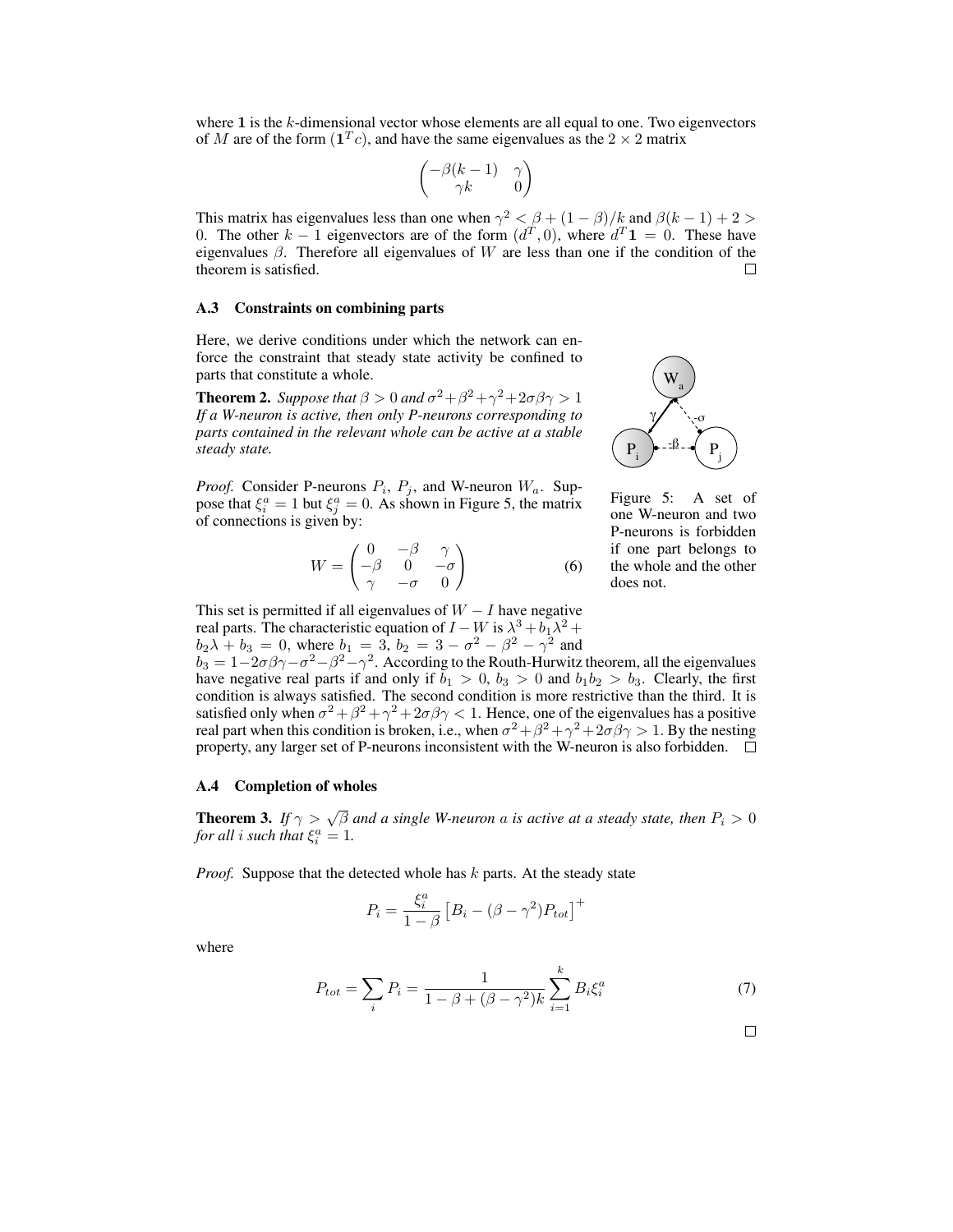where $\mathbf{1}$ is the $k$-dimensional vector whose elements are all equal to one. Two eigenvectors of $M$ are of the form $(\mathbf{1}^T c)$, and have the same eigenvalues as the $2 \times 2$ matrix

$$\begin{pmatrix} -\beta(k-1) & \gamma \\ \gamma k & 0 \end{pmatrix}$$

This matrix has eigenvalues less than one when $\gamma^2 < \beta + (1-\beta)/k$ and $\beta(k-1) + 2 > 0$. The other $k-1$ eigenvectors are of the form $(d^T, 0)$, where $d^T \mathbf{1} = 0$. These have eigenvalues $\beta$. Therefore all eigenvalues of $W$ are less than one if the condition of the theorem is satisfied. □

### A.3 Constraints on combining parts

Here, we derive conditions under which the network can enforce the constraint that steady state activity be confined to parts that constitute a whole.

**Theorem 2.** *Suppose that $\beta > 0$ and $\sigma^2 + \beta^2 + \gamma^2 + 2\sigma\beta\gamma > 1$ If a W-neuron is active, then only P-neurons corresponding to parts contained in the relevant whole can be active at a stable steady state.*

*Proof.* Consider P-neurons $P_i$, $P_j$, and W-neuron $W_a$. Suppose that $\xi_i^a = 1$ but $\xi_j^a = 0$. As shown in Figure 5, the matrix of connections is given by:

$$W = \begin{pmatrix} 0 & -\beta & \gamma \\ -\beta & 0 & -\sigma \\ \gamma & -\sigma & 0 \end{pmatrix} \tag{6}$$

Figure 5: A set of one W-neuron and two P-neurons is forbidden if one part belongs to the whole and the other does not.

This set is permitted if all eigenvalues of $W - I$ have negative real parts. The characteristic equation of $I - W$ is $\lambda^3 + b_1\lambda^2 + b_2\lambda + b_3 = 0$, where $b_1 = 3$, $b_2 = 3 - \sigma^2 - \beta^2 - \gamma^2$ and $b_3 = 1 - 2\sigma\beta\gamma - \sigma^2 - \beta^2 - \gamma^2$. According to the Routh-Hurwitz theorem, all the eigenvalues have negative real parts if and only if $b_1 > 0$, $b_3 > 0$ and $b_1 b_2 > b_3$. Clearly, the first condition is always satisfied. The second condition is more restrictive than the third. It is satisfied only when $\sigma^2 + \beta^2 + \gamma^2 + 2\sigma\beta\gamma < 1$. Hence, one of the eigenvalues has a positive real part when this condition is broken, i.e., when $\sigma^2 + \beta^2 + \gamma^2 + 2\sigma\beta\gamma > 1$. By the nesting property, any larger set of P-neurons inconsistent with the W-neuron is also forbidden. □

### A.4 Completion of wholes

**Theorem 3.** *If $\gamma > \sqrt{\beta}$ and a single W-neuron $a$ is active at a steady state, then $P_i > 0$ for all $i$ such that $\xi_i^a = 1$.*

*Proof.* Suppose that the detected whole has $k$ parts. At the steady state

$$P_i = \frac{\xi_i^a}{1-\beta}\left[B_i - (\beta - \gamma^2)P_{tot}\right]^+$$

where

$$P_{tot} = \sum_i P_i = \frac{1}{1 - \beta + (\beta - \gamma^2)k} \sum_{i=1}^{k} B_i \xi_i^a \tag{7}$$

□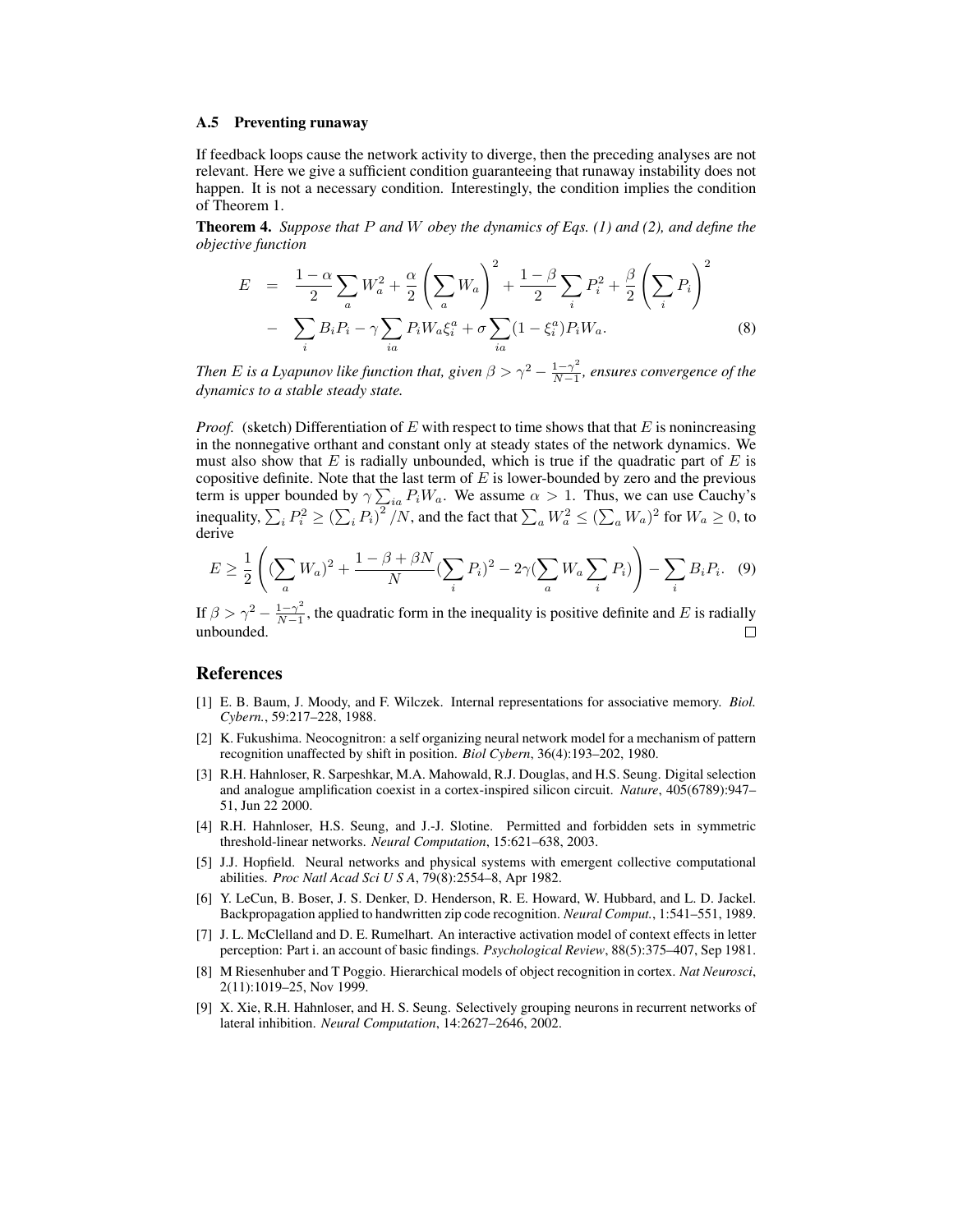### A.5 Preventing runaway

If feedback loops cause the network activity to diverge, then the preceding analyses are not relevant. Here we give a sufficient condition guaranteeing that runaway instability does not happen. It is not a necessary condition. Interestingly, the condition implies the condition of Theorem 1.

**Theorem 4.** *Suppose that $P$ and $W$ obey the dynamics of Eqs. (1) and (2), and define the objective function*

$$
\begin{aligned}
E &= \frac{1-\alpha}{2}\sum_a W_a^2 + \frac{\alpha}{2}\left(\sum_a W_a\right)^2 + \frac{1-\beta}{2}\sum_i P_i^2 + \frac{\beta}{2}\left(\sum_i P_i\right)^2 \\
&- \sum_i B_i P_i - \gamma \sum_{ia} P_i W_a \xi_i^a + \sigma \sum_{ia}(1-\xi_i^a) P_i W_a. \qquad (8)
\end{aligned}
$$

*Then $E$ is a Lyapunov like function that, given $\beta > \gamma^2 - \frac{1-\gamma^2}{N-1}$, ensures convergence of the dynamics to a stable steady state.*

*Proof.* (sketch) Differentiation of $E$ with respect to time shows that that $E$ is nonincreasing in the nonnegative orthant and constant only at steady states of the network dynamics. We must also show that $E$ is radially unbounded, which is true if the quadratic part of $E$ is copositive definite. Note that the last term of $E$ is lower-bounded by zero and the previous term is upper bounded by $\gamma \sum_{ia} P_i W_a$. We assume $\alpha > 1$. Thus, we can use Cauchy's inequality, $\sum_i P_i^2 \geq \left(\sum_i P_i\right)^2/N$, and the fact that $\sum_a W_a^2 \leq (\sum_a W_a)^2$ for $W_a \geq 0$, to derive

$$
E \geq \frac{1}{2}\left( (\sum_a W_a)^2 + \frac{1-\beta+\beta N}{N}(\sum_i P_i)^2 - 2\gamma (\sum_a W_a \sum_i P_i) \right) - \sum_i B_i P_i. \quad (9)
$$

If $\beta > \gamma^2 - \frac{1-\gamma^2}{N-1}$, the quadratic form in the inequality is positive definite and $E$ is radially unbounded. □

## References

[1] E. B. Baum, J. Moody, and F. Wilczek. Internal representations for associative memory. *Biol. Cybern.*, 59:217–228, 1988.

[2] K. Fukushima. Neocognitron: a self organizing neural network model for a mechanism of pattern recognition unaffected by shift in position. *Biol Cybern*, 36(4):193–202, 1980.

[3] R.H. Hahnloser, R. Sarpeshkar, M.A. Mahowald, R.J. Douglas, and H.S. Seung. Digital selection and analogue amplification coexist in a cortex-inspired silicon circuit. *Nature*, 405(6789):947–51, Jun 22 2000.

[4] R.H. Hahnloser, H.S. Seung, and J.-J. Slotine. Permitted and forbidden sets in symmetric threshold-linear networks. *Neural Computation*, 15:621–638, 2003.

[5] J.J. Hopfield. Neural networks and physical systems with emergent collective computational abilities. *Proc Natl Acad Sci U S A*, 79(8):2554–8, Apr 1982.

[6] Y. LeCun, B. Boser, J. S. Denker, D. Henderson, R. E. Howard, W. Hubbard, and L. D. Jackel. Backpropagation applied to handwritten zip code recognition. *Neural Comput.*, 1:541–551, 1989.

[7] J. L. McClelland and D. E. Rumelhart. An interactive activation model of context effects in letter perception: Part i. an account of basic findings. *Psychological Review*, 88(5):375–407, Sep 1981.

[8] M Riesenhuber and T Poggio. Hierarchical models of object recognition in cortex. *Nat Neurosci*, 2(11):1019–25, Nov 1999.

[9] X. Xie, R.H. Hahnloser, and H. S. Seung. Selectively grouping neurons in recurrent networks of lateral inhibition. *Neural Computation*, 14:2627–2646, 2002.